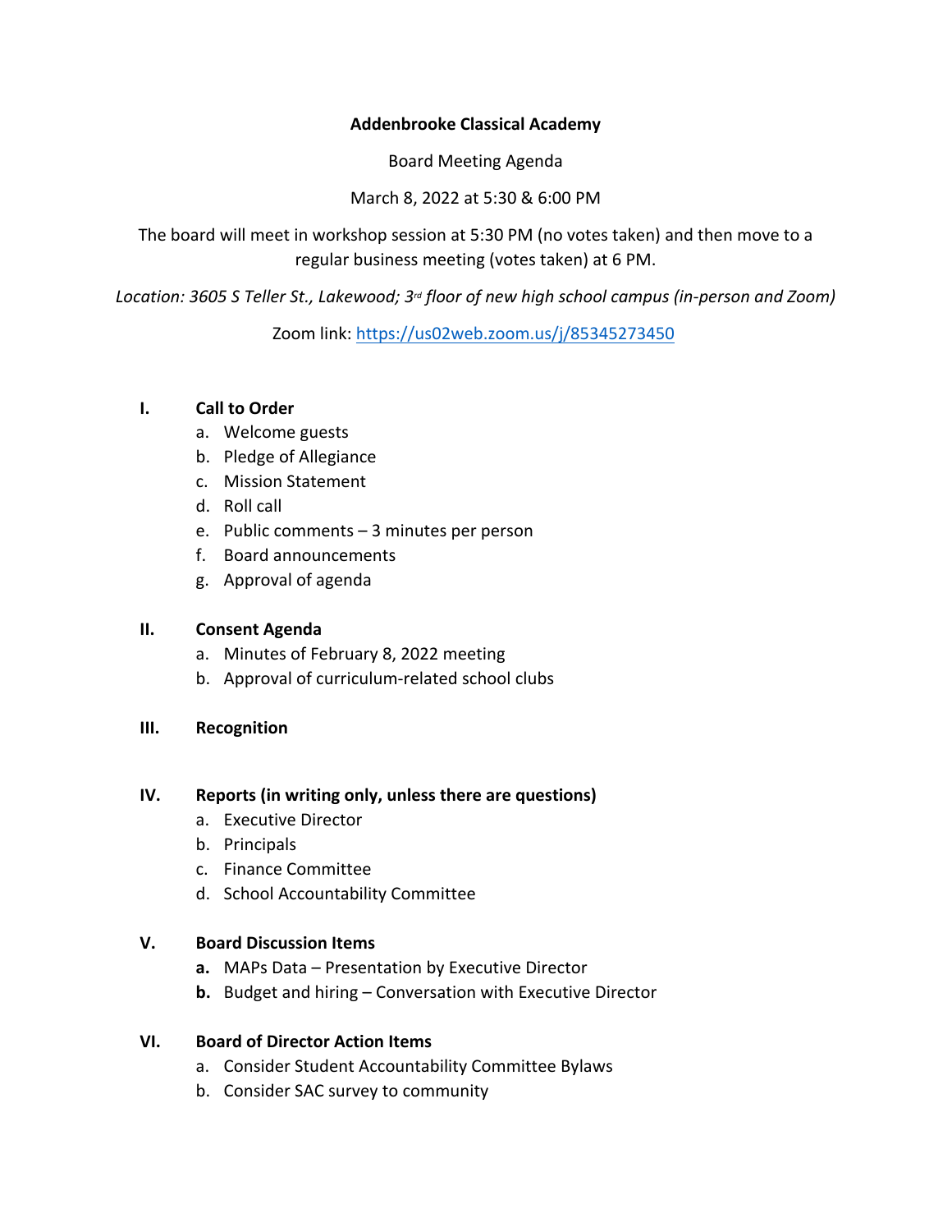**Addenbrooke Classical Academy**

Board Meeting Agenda

March 8, 2022 at 5:30 & 6:00 PM

The board will meet in workshop session at 5:30 PM (no votes taken) and then move to a regular business meeting (votes taken) at 6 PM.

*Location: 3605 S Teller St., Lakewood; 3rd floor of new high school campus (in-person and Zoom)*

Zoom link: [https://us02web.zoom.us/j/85345273450](https://us02web.zoom.us/j/85345273450)

I. **Call to Order**
   a. Welcome guests
   b. Pledge of Allegiance
   c. Mission Statement
   d. Roll call
   e. Public comments – 3 minutes per person
   f. Board announcements
   g. Approval of agenda

II. **Consent Agenda**
   a. Minutes of February 8, 2022 meeting
   b. Approval of curriculum-related school clubs

III. **Recognition**

IV. **Reports (in writing only, unless there are questions)**
   a. Executive Director
   b. Principals
   c. Finance Committee
   d. School Accountability Committee

V. **Board Discussion Items**
   **a.** MAPs Data – Presentation by Executive Director
   **b.** Budget and hiring – Conversation with Executive Director

VI. **Board of Director Action Items**
   a. Consider Student Accountability Committee Bylaws
   b. Consider SAC survey to community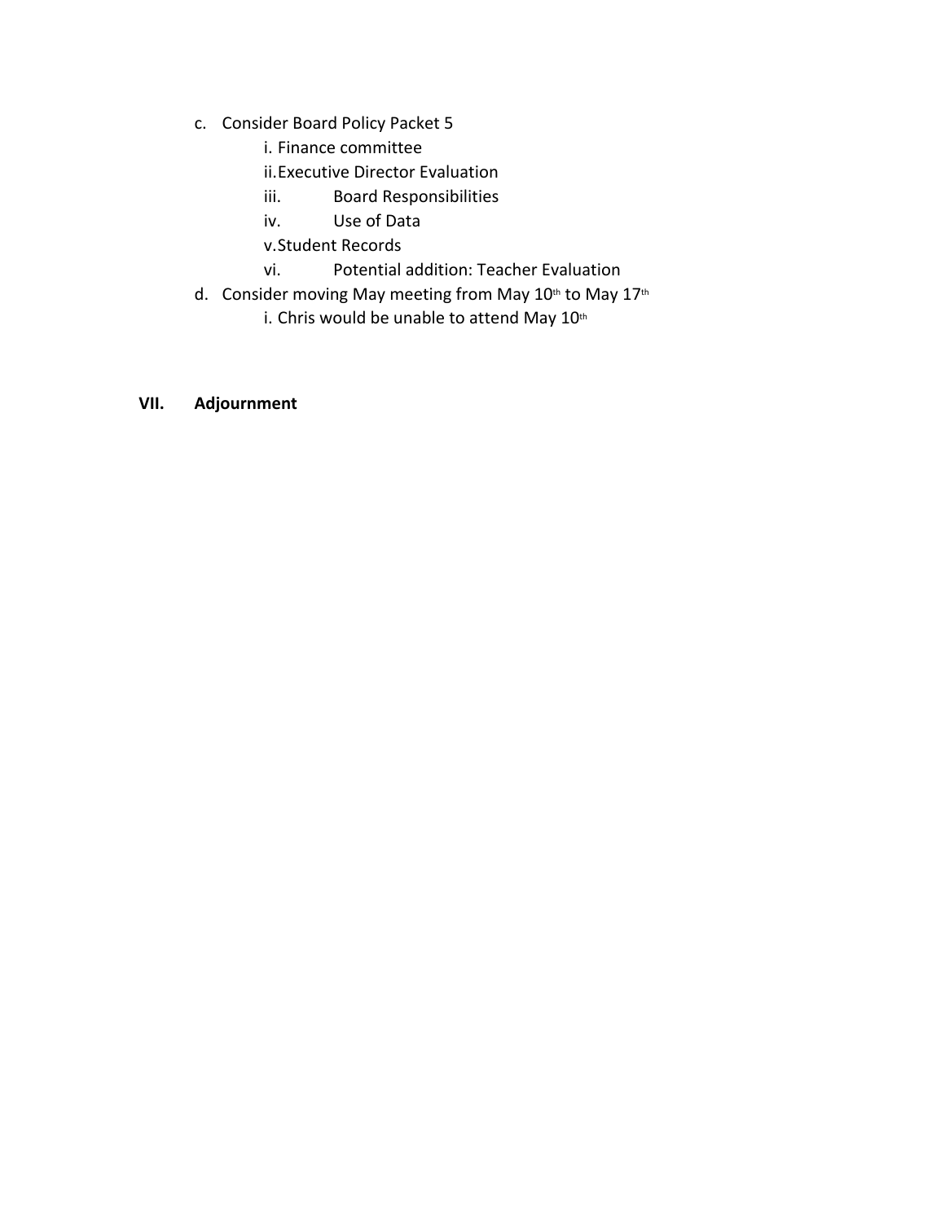c. Consider Board Policy Packet 5
    i. Finance committee
    ii. Executive Director Evaluation
    iii. Board Responsibilities
    iv. Use of Data
    v. Student Records
    vi. Potential addition: Teacher Evaluation

d. Consider moving May meeting from May 10th to May 17th
    i. Chris would be unable to attend May 10th

## VII. Adjournment